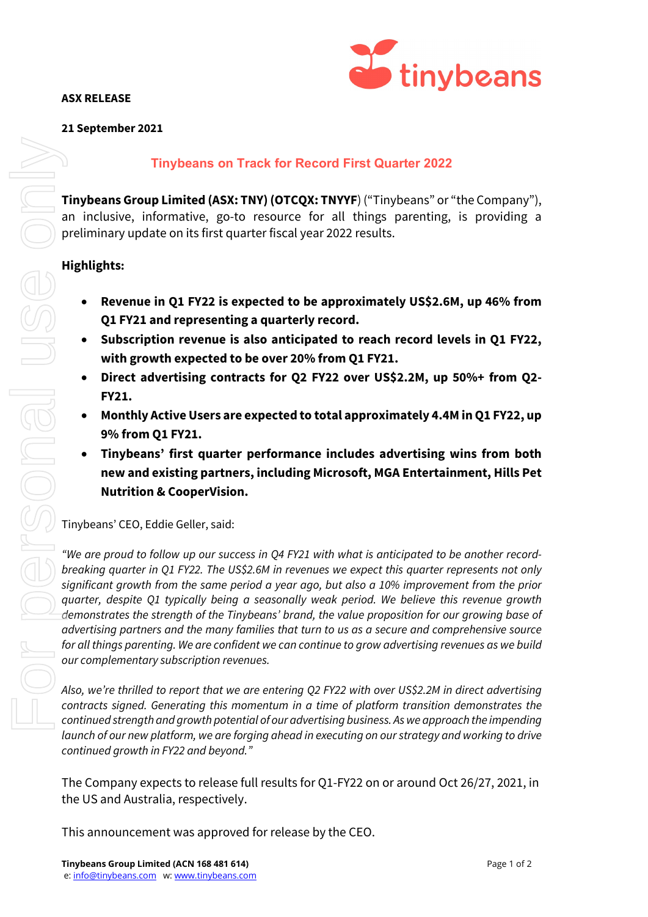**ASX RELEASE**

**21 September 2021**

## Tinybeans on Track for Record First Quarter 2022

**Tinybeans Group Limited (ASX: TNY) (OTCQX: TNYYF**) ("Tinybeans" or "the Company"), an inclusive, informative, go-to resource for all things parenting, is providing a preliminary update on its first quarter fiscal year 2022 results.

**Highlights:**

- **Revenue in Q1 FY22 is expected to be approximately US$2.6M, up 46% from Q1 FY21 and representing a quarterly record.**
- **Subscription revenue is also anticipated to reach record levels in Q1 FY22, with growth expected to be over 20% from Q1 FY21.**
- **Direct advertising contracts for Q2 FY22 over US$2.2M, up 50%+ from Q2-FY21.**
- **Monthly Active Users are expected to total approximately 4.4M in Q1 FY22, up 9% from Q1 FY21.**
- **Tinybeans' first quarter performance includes advertising wins from both new and existing partners, including Microsoft, MGA Entertainment, Hills Pet Nutrition & CooperVision.**

Tinybeans' CEO, Eddie Geller, said:

*"We are proud to follow up our success in Q4 FY21 with what is anticipated to be another record-breaking quarter in Q1 FY22. The US$2.6M in revenues we expect this quarter represents not only significant growth from the same period a year ago, but also a 10% improvement from the prior quarter, despite Q1 typically being a seasonally weak period. We believe this revenue growth demonstrates the strength of the Tinybeans' brand, the value proposition for our growing base of advertising partners and the many families that turn to us as a secure and comprehensive source for all things parenting. We are confident we can continue to grow advertising revenues as we build our complementary subscription revenues.*

*Also, we're thrilled to report that we are entering Q2 FY22 with over US$2.2M in direct advertising contracts signed. Generating this momentum in a time of platform transition demonstrates the continued strength and growth potential of our advertising business. As we approach the impending launch of our new platform, we are forging ahead in executing on our strategy and working to drive continued growth in FY22 and beyond."*

The Company expects to release full results for Q1-FY22 on or around Oct 26/27, 2021, in the US and Australia, respectively.

This announcement was approved for release by the CEO.

**Tinybeans Group Limited (ACN 168 481 614)**
e: info@tinybeans.com w: www.tinybeans.com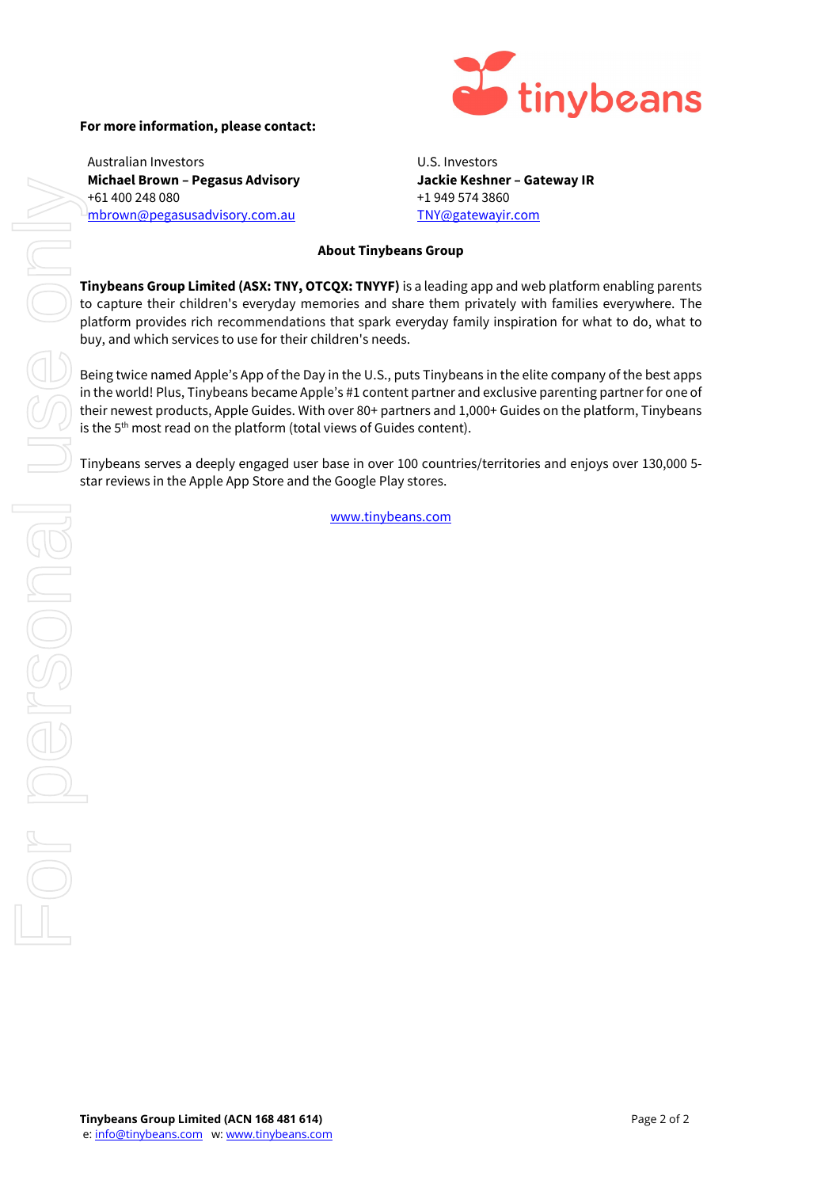**For more information, please contact:**

Australian Investors
**Michael Brown – Pegasus Advisory**
+61 400 248 080
mbrown@pegasusadvisory.com.au

U.S. Investors
**Jackie Keshner – Gateway IR**
+1 949 574 3860
TNY@gatewayir.com

**About Tinybeans Group**

**Tinybeans Group Limited (ASX: TNY, OTCQX: TNYYF)** is a leading app and web platform enabling parents to capture their children's everyday memories and share them privately with families everywhere. The platform provides rich recommendations that spark everyday family inspiration for what to do, what to buy, and which services to use for their children's needs.

Being twice named Apple's App of the Day in the U.S., puts Tinybeans in the elite company of the best apps in the world! Plus, Tinybeans became Apple's #1 content partner and exclusive parenting partner for one of their newest products, Apple Guides. With over 80+ partners and 1,000+ Guides on the platform, Tinybeans is the 5th most read on the platform (total views of Guides content).

Tinybeans serves a deeply engaged user base in over 100 countries/territories and enjoys over 130,000 5-star reviews in the Apple App Store and the Google Play stores.

www.tinybeans.com

**Tinybeans Group Limited (ACN 168 481 614)**
e: info@tinybeans.com w: www.tinybeans.com